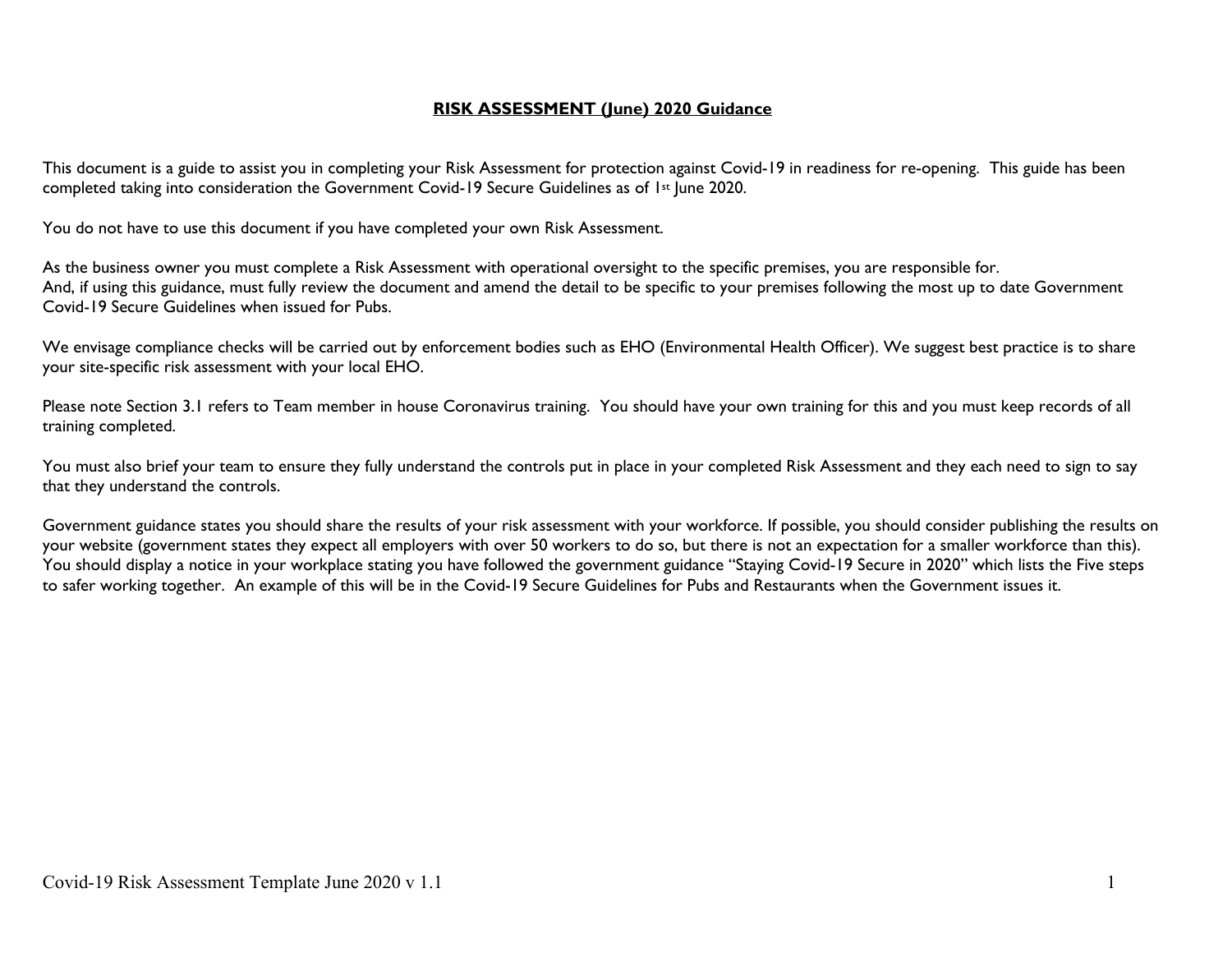# **RISK ASSESSMENT (June) 2020 Guidance**

This document is a guide to assist you in completing your Risk Assessment for protection against Covid-19 in readiness for re-opening. This guide has been completed taking into consideration the Government Covid-19 Secure Guidelines as of 1st June 2020.

You do not have to use this document if you have completed your own Risk Assessment.

As the business owner you must complete a Risk Assessment with operational oversight to the specific premises, you are responsible for.
And, if using this guidance, must fully review the document and amend the detail to be specific to your premises following the most up to date Government Covid-19 Secure Guidelines when issued for Pubs.

We envisage compliance checks will be carried out by enforcement bodies such as EHO (Environmental Health Officer). We suggest best practice is to share your site-specific risk assessment with your local EHO.

Please note Section 3.1 refers to Team member in house Coronavirus training. You should have your own training for this and you must keep records of all training completed.

You must also brief your team to ensure they fully understand the controls put in place in your completed Risk Assessment and they each need to sign to say that they understand the controls.

Government guidance states you should share the results of your risk assessment with your workforce. If possible, you should consider publishing the results on your website (government states they expect all employers with over 50 workers to do so, but there is not an expectation for a smaller workforce than this). You should display a notice in your workplace stating you have followed the government guidance "Staying Covid-19 Secure in 2020" which lists the Five steps to safer working together. An example of this will be in the Covid-19 Secure Guidelines for Pubs and Restaurants when the Government issues it.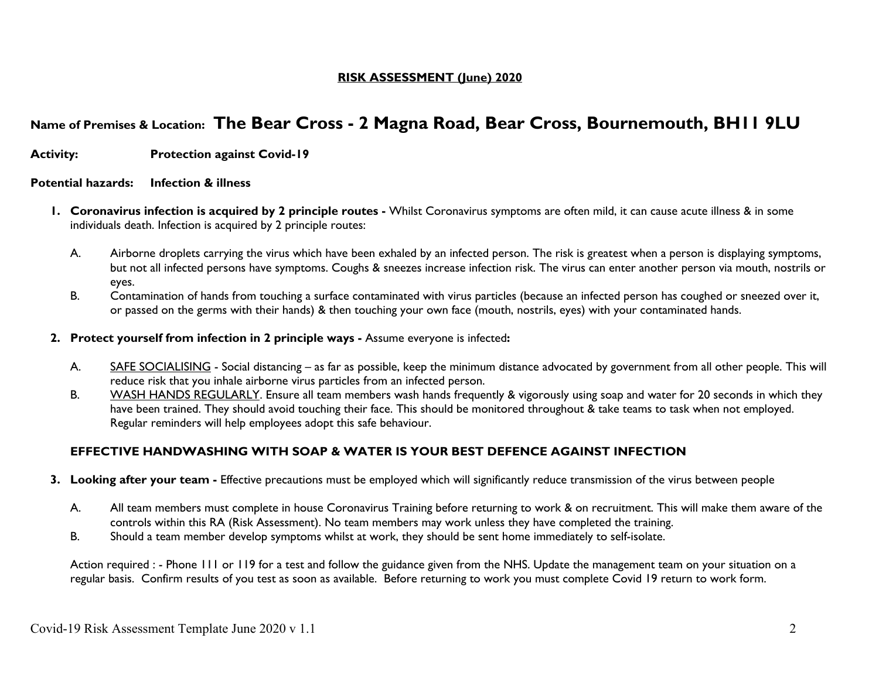**RISK ASSESSMENT (June) 2020**

**Name of Premises & Location: The Bear Cross - 2 Magna Road, Bear Cross, Bournemouth, BH11 9LU**

**Activity:** **Protection against Covid-19**

**Potential hazards:** **Infection & illness**

1. **Coronavirus infection is acquired by 2 principle routes -** Whilst Coronavirus symptoms are often mild, it can cause acute illness & in some individuals death. Infection is acquired by 2 principle routes:

   A. Airborne droplets carrying the virus which have been exhaled by an infected person. The risk is greatest when a person is displaying symptoms, but not all infected persons have symptoms. Coughs & sneezes increase infection risk. The virus can enter another person via mouth, nostrils or eyes.

   B. Contamination of hands from touching a surface contaminated with virus particles (because an infected person has coughed or sneezed over it, or passed on the germs with their hands) & then touching your own face (mouth, nostrils, eyes) with your contaminated hands.

2. **Protect yourself from infection in 2 principle ways -** Assume everyone is infected**:**

   A. <u>SAFE SOCIALISING</u> - Social distancing – as far as possible, keep the minimum distance advocated by government from all other people. This will reduce risk that you inhale airborne virus particles from an infected person.

   B. <u>WASH HANDS REGULARLY</u>. Ensure all team members wash hands frequently & vigorously using soap and water for 20 seconds in which they have been trained. They should avoid touching their face. This should be monitored throughout & take teams to task when not employed. Regular reminders will help employees adopt this safe behaviour.

   **EFFECTIVE HANDWASHING WITH SOAP & WATER IS YOUR BEST DEFENCE AGAINST INFECTION**

3. **Looking after your team -** Effective precautions must be employed which will significantly reduce transmission of the virus between people

   A. All team members must complete in house Coronavirus Training before returning to work & on recruitment. This will make them aware of the controls within this RA (Risk Assessment). No team members may work unless they have completed the training.

   B. Should a team member develop symptoms whilst at work, they should be sent home immediately to self-isolate.

   Action required : - Phone 111 or 119 for a test and follow the guidance given from the NHS. Update the management team on your situation on a regular basis. Confirm results of you test as soon as available. Before returning to work you must complete Covid 19 return to work form.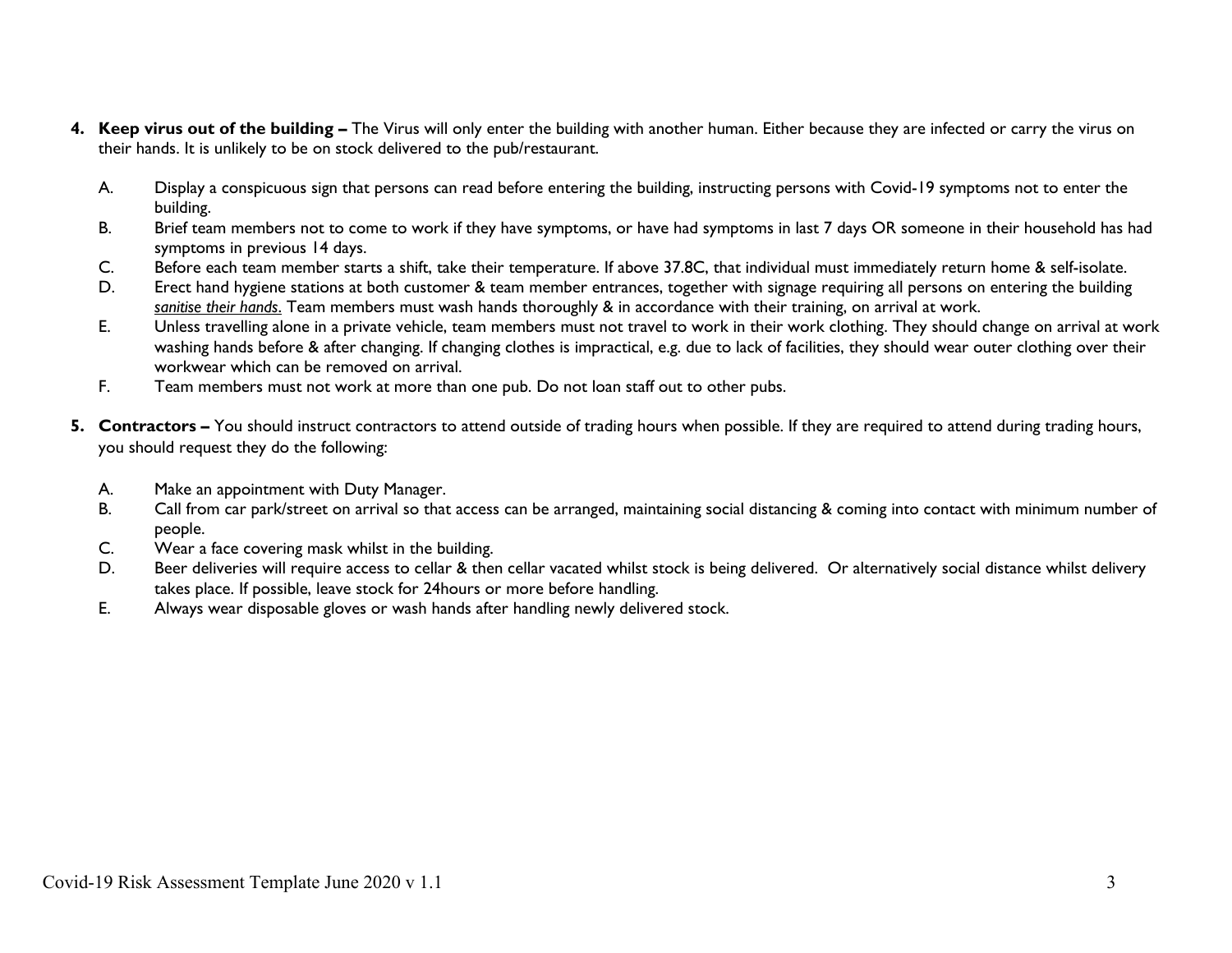4. **Keep virus out of the building –** The Virus will only enter the building with another human. Either because they are infected or carry the virus on their hands. It is unlikely to be on stock delivered to the pub/restaurant.

   A. Display a conspicuous sign that persons can read before entering the building, instructing persons with Covid-19 symptoms not to enter the building.
   B. Brief team members not to come to work if they have symptoms, or have had symptoms in last 7 days OR someone in their household has had symptoms in previous 14 days.
   C. Before each team member starts a shift, take their temperature. If above 37.8C, that individual must immediately return home & self-isolate.
   D. Erect hand hygiene stations at both customer & team member entrances, together with signage requiring all persons on entering the building *sanitise their hands.* Team members must wash hands thoroughly & in accordance with their training, on arrival at work.
   E. Unless travelling alone in a private vehicle, team members must not travel to work in their work clothing. They should change on arrival at work washing hands before & after changing. If changing clothes is impractical, e.g. due to lack of facilities, they should wear outer clothing over their workwear which can be removed on arrival.
   F. Team members must not work at more than one pub. Do not loan staff out to other pubs.

5. **Contractors –** You should instruct contractors to attend outside of trading hours when possible. If they are required to attend during trading hours, you should request they do the following:

   A. Make an appointment with Duty Manager.
   B. Call from car park/street on arrival so that access can be arranged, maintaining social distancing & coming into contact with minimum number of people.
   C. Wear a face covering mask whilst in the building.
   D. Beer deliveries will require access to cellar & then cellar vacated whilst stock is being delivered. Or alternatively social distance whilst delivery takes place. If possible, leave stock for 24hours or more before handling.
   E. Always wear disposable gloves or wash hands after handling newly delivered stock.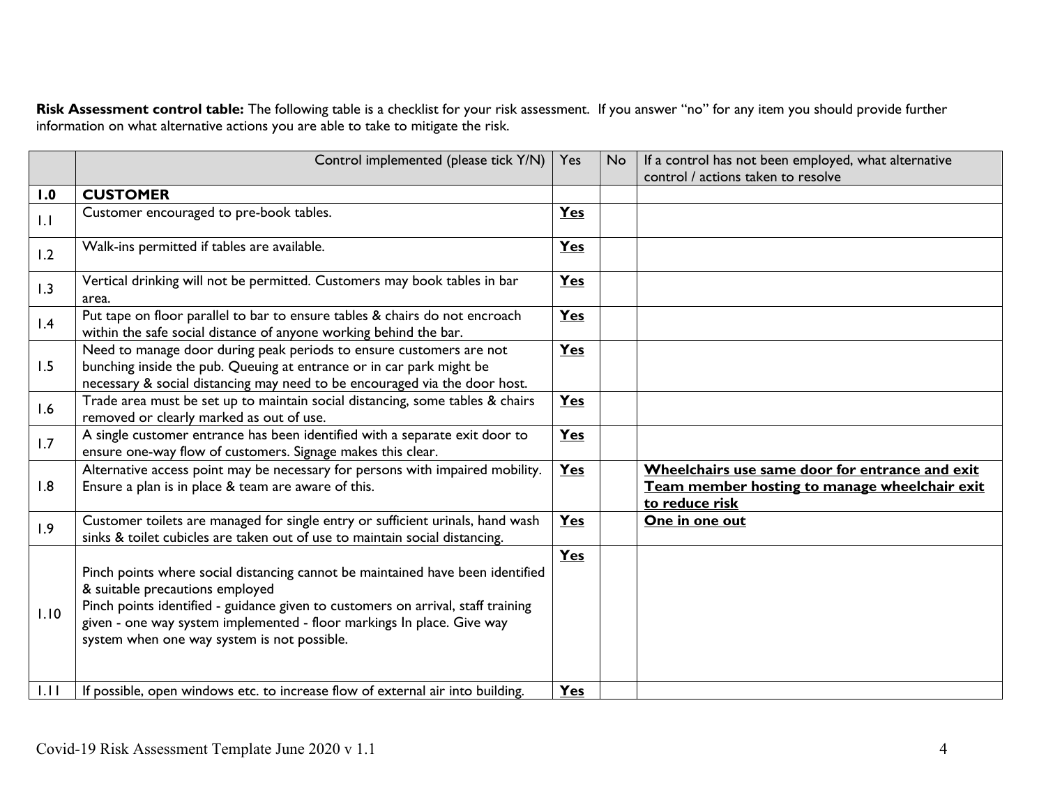**Risk Assessment control table:** The following table is a checklist for your risk assessment. If you answer "no" for any item you should provide further information on what alternative actions you are able to take to mitigate the risk.

| | Control implemented (please tick Y/N) | Yes | No | If a control has not been employed, what alternative control / actions taken to resolve |
|---|---|---|---|---|
| **1.0** | **CUSTOMER** | | | |
| 1.1 | Customer encouraged to pre-book tables. | **Yes** | | |
| 1.2 | Walk-ins permitted if tables are available. | **Yes** | | |
| 1.3 | Vertical drinking will not be permitted. Customers may book tables in bar area. | **Yes** | | |
| 1.4 | Put tape on floor parallel to bar to ensure tables & chairs do not encroach within the safe social distance of anyone working behind the bar. | **Yes** | | |
| 1.5 | Need to manage door during peak periods to ensure customers are not bunching inside the pub. Queuing at entrance or in car park might be necessary & social distancing may need to be encouraged via the door host. | **Yes** | | |
| 1.6 | Trade area must be set up to maintain social distancing, some tables & chairs removed or clearly marked as out of use. | **Yes** | | |
| 1.7 | A single customer entrance has been identified with a separate exit door to ensure one-way flow of customers. Signage makes this clear. | **Yes** | | |
| 1.8 | Alternative access point may be necessary for persons with impaired mobility. Ensure a plan is in place & team are aware of this. | **Yes** | | **Wheelchairs use same door for entrance and exit Team member hosting to manage wheelchair exit to reduce risk** |
| 1.9 | Customer toilets are managed for single entry or sufficient urinals, hand wash sinks & toilet cubicles are taken out of use to maintain social distancing. | **Yes** | | **One in one out** |
| 1.10 | Pinch points where social distancing cannot be maintained have been identified & suitable precautions employed<br>Pinch points identified - guidance given to customers on arrival, staff training given - one way system implemented - floor markings In place. Give way system when one way system is not possible. | **Yes** | | |
| 1.11 | If possible, open windows etc. to increase flow of external air into building. | **Yes** | | |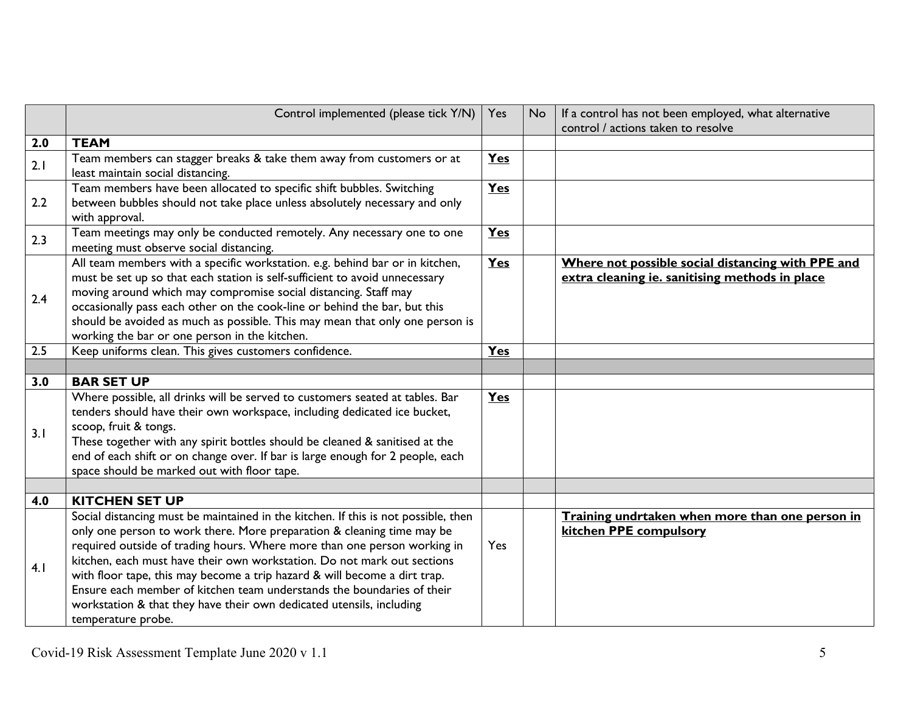| | Control implemented (please tick Y/N) | Yes | No | If a control has not been employed, what alternative control / actions taken to resolve |
|---|---|---|---|---|
| **2.0** | **TEAM** | | | |
| 2.1 | Team members can stagger breaks & take them away from customers or at least maintain social distancing. | **Yes** | | |
| 2.2 | Team members have been allocated to specific shift bubbles. Switching between bubbles should not take place unless absolutely necessary and only with approval. | **Yes** | | |
| 2.3 | Team meetings may only be conducted remotely. Any necessary one to one meeting must observe social distancing. | **Yes** | | |
| 2.4 | All team members with a specific workstation. e.g. behind bar or in kitchen, must be set up so that each station is self-sufficient to avoid unnecessary moving around which may compromise social distancing. Staff may occasionally pass each other on the cook-line or behind the bar, but this should be avoided as much as possible. This may mean that only one person is working the bar or one person in the kitchen. | **Yes** | | **Where not possible social distancing with PPE and extra cleaning ie. sanitising methods in place** |
| 2.5 | Keep uniforms clean. This gives customers confidence. | **Yes** | | |
| | | | | |
| **3.0** | **BAR SET UP** | | | |
| 3.1 | Where possible, all drinks will be served to customers seated at tables. Bar tenders should have their own workspace, including dedicated ice bucket, scoop, fruit & tongs.<br>These together with any spirit bottles should be cleaned & sanitised at the end of each shift or on change over. If bar is large enough for 2 people, each space should be marked out with floor tape. | **Yes** | | |
| | | | | |
| **4.0** | **KITCHEN SET UP** | | | |
| 4.1 | Social distancing must be maintained in the kitchen. If this is not possible, then only one person to work there. More preparation & cleaning time may be required outside of trading hours. Where more than one person working in kitchen, each must have their own workstation. Do not mark out sections with floor tape, this may become a trip hazard & will become a dirt trap. Ensure each member of kitchen team understands the boundaries of their workstation & that they have their own dedicated utensils, including temperature probe. | Yes | | **Training undrtaken when more than one person in kitchen PPE compulsory** |

Covid-19 Risk Assessment Template June 2020 v 1.1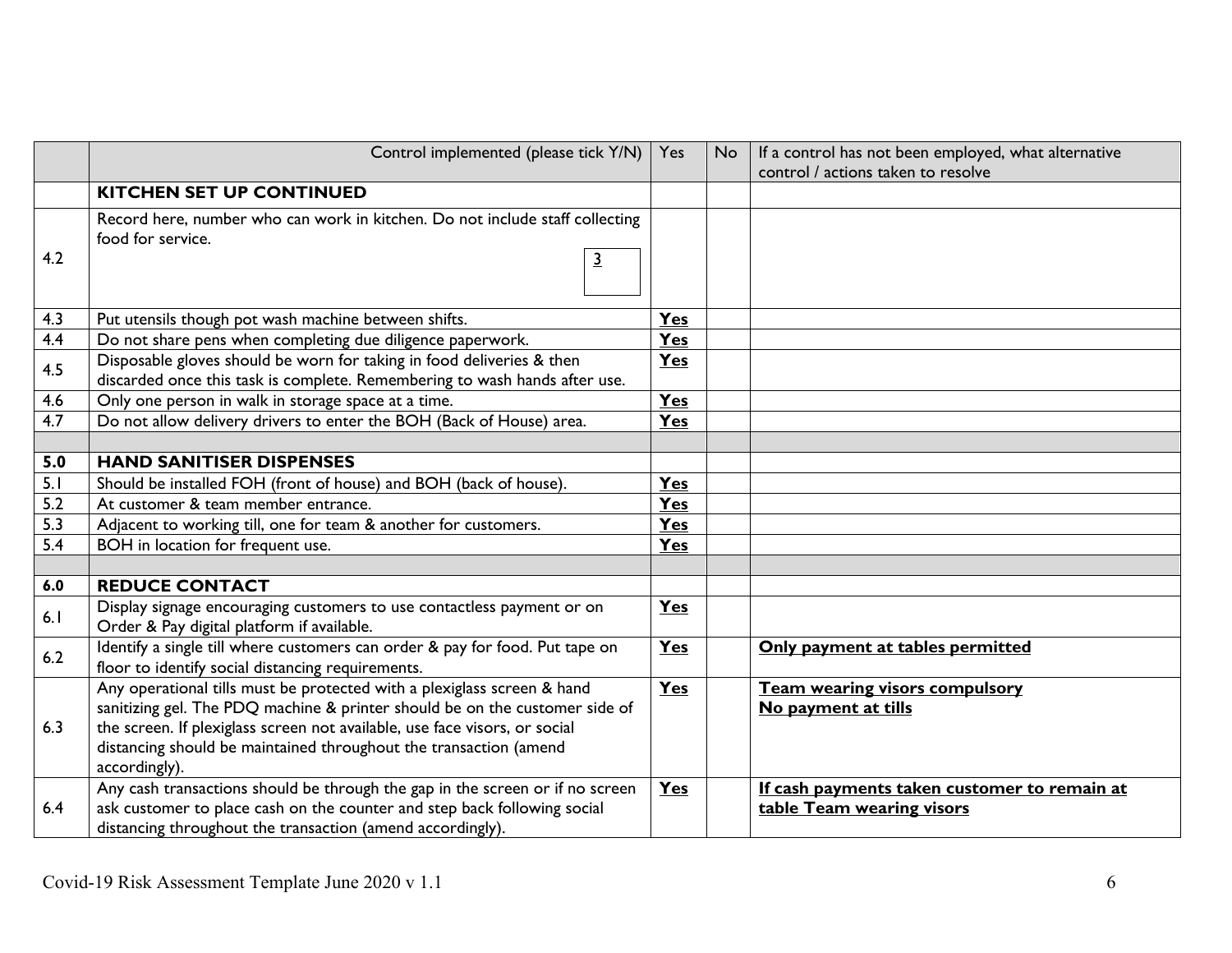| | Control implemented (please tick Y/N) | Yes | No | If a control has not been employed, what alternative control / actions taken to resolve |
|---|---|---|---|---|
| | **KITCHEN SET UP CONTINUED** | | | |
| 4.2 | Record here, number who can work in kitchen. Do not include staff collecting food for service. 3 | | | |
| 4.3 | Put utensils though pot wash machine between shifts. | **Yes** | | |
| 4.4 | Do not share pens when completing due diligence paperwork. | **Yes** | | |
| 4.5 | Disposable gloves should be worn for taking in food deliveries & then discarded once this task is complete. Remembering to wash hands after use. | **Yes** | | |
| 4.6 | Only one person in walk in storage space at a time. | **Yes** | | |
| 4.7 | Do not allow delivery drivers to enter the BOH (Back of House) area. | **Yes** | | |
| | | | | |
| **5.0** | **HAND SANITISER DISPENSES** | | | |
| 5.1 | Should be installed FOH (front of house) and BOH (back of house). | **Yes** | | |
| 5.2 | At customer & team member entrance. | **Yes** | | |
| 5.3 | Adjacent to working till, one for team & another for customers. | **Yes** | | |
| 5.4 | BOH in location for frequent use. | **Yes** | | |
| | | | | |
| **6.0** | **REDUCE CONTACT** | | | |
| 6.1 | Display signage encouraging customers to use contactless payment or on Order & Pay digital platform if available. | **Yes** | | |
| 6.2 | Identify a single till where customers can order & pay for food. Put tape on floor to identify social distancing requirements. | **Yes** | | **Only payment at tables permitted** |
| 6.3 | Any operational tills must be protected with a plexiglass screen & hand sanitizing gel. The PDQ machine & printer should be on the customer side of the screen. If plexiglass screen not available, use face visors, or social distancing should be maintained throughout the transaction (amend accordingly). | **Yes** | | **Team wearing visors compulsory**<br>**No payment at tills** |
| 6.4 | Any cash transactions should be through the gap in the screen or if no screen ask customer to place cash on the counter and step back following social distancing throughout the transaction (amend accordingly). | **Yes** | | **If cash payments taken customer to remain at table Team wearing visors** |

Covid-19 Risk Assessment Template June 2020 v 1.1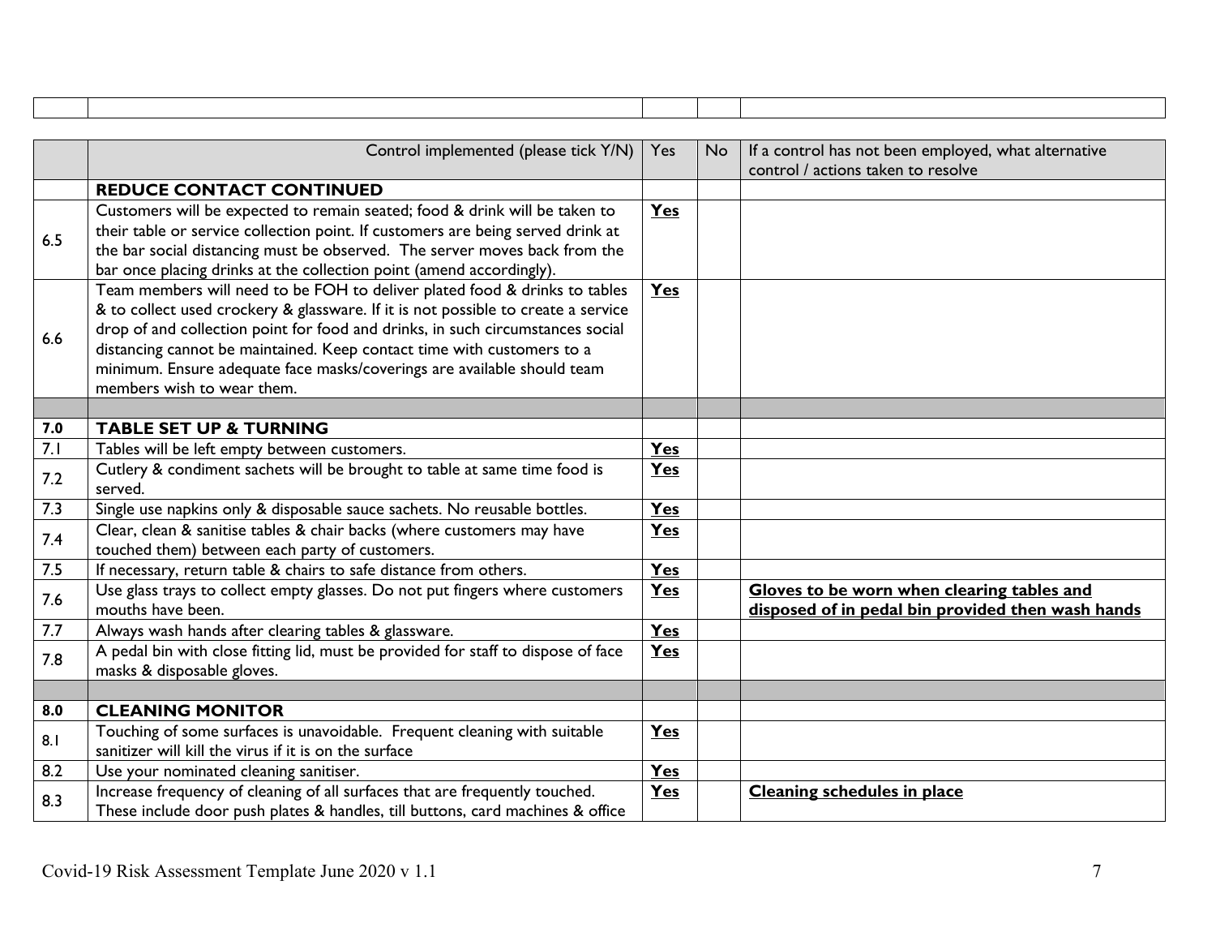| | | | | |
|---|---|---|---|---|
| | | | | |

| | Control implemented (please tick Y/N) | Yes | No | If a control has not been employed, what alternative control / actions taken to resolve |
|---|---|---|---|---|
| | **REDUCE CONTACT CONTINUED** | | | |
| 6.5 | Customers will be expected to remain seated; food & drink will be taken to their table or service collection point. If customers are being served drink at the bar social distancing must be observed. The server moves back from the bar once placing drinks at the collection point (amend accordingly). | **Yes** | | |
| 6.6 | Team members will need to be FOH to deliver plated food & drinks to tables & to collect used crockery & glassware. If it is not possible to create a service drop of and collection point for food and drinks, in such circumstances social distancing cannot be maintained. Keep contact time with customers to a minimum. Ensure adequate face masks/coverings are available should team members wish to wear them. | **Yes** | | |
| | | | | |
| **7.0** | **TABLE SET UP & TURNING** | | | |
| 7.1 | Tables will be left empty between customers. | **Yes** | | |
| 7.2 | Cutlery & condiment sachets will be brought to table at same time food is served. | **Yes** | | |
| 7.3 | Single use napkins only & disposable sauce sachets. No reusable bottles. | **Yes** | | |
| 7.4 | Clear, clean & sanitise tables & chair backs (where customers may have touched them) between each party of customers. | **Yes** | | |
| 7.5 | If necessary, return table & chairs to safe distance from others. | **Yes** | | |
| 7.6 | Use glass trays to collect empty glasses. Do not put fingers where customers mouths have been. | **Yes** | | **Gloves to be worn when clearing tables and disposed of in pedal bin provided then wash hands** |
| 7.7 | Always wash hands after clearing tables & glassware. | **Yes** | | |
| 7.8 | A pedal bin with close fitting lid, must be provided for staff to dispose of face masks & disposable gloves. | **Yes** | | |
| | | | | |
| **8.0** | **CLEANING MONITOR** | | | |
| 8.1 | Touching of some surfaces is unavoidable. Frequent cleaning with suitable sanitizer will kill the virus if it is on the surface | **Yes** | | |
| 8.2 | Use your nominated cleaning sanitiser. | **Yes** | | |
| 8.3 | Increase frequency of cleaning of all surfaces that are frequently touched. These include door push plates & handles, till buttons, card machines & office | **Yes** | | **Cleaning schedules in place** |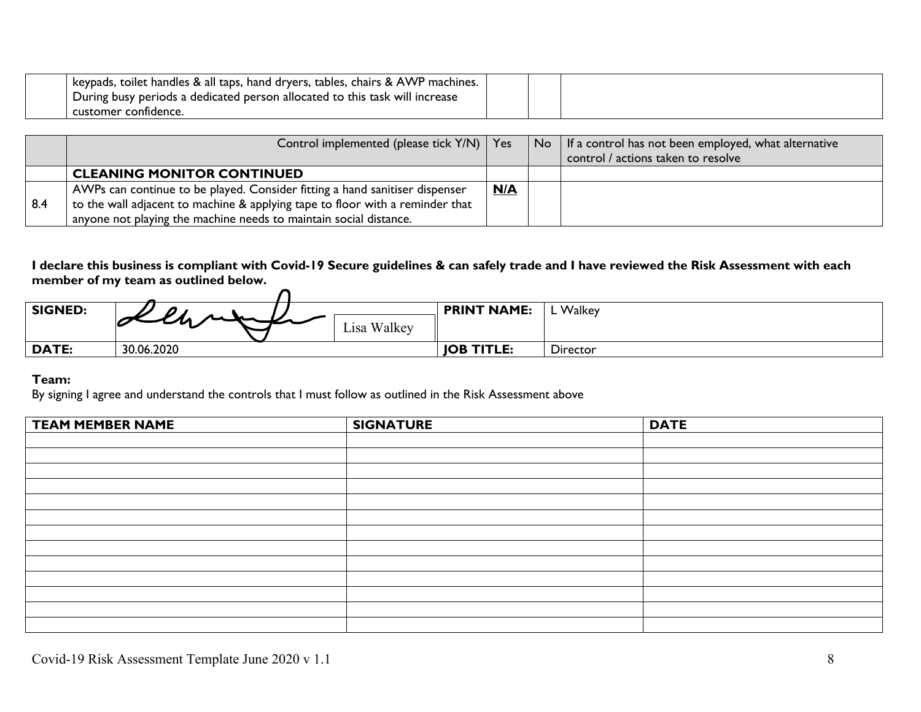| | | | | |
|---|---|---|---|---|
| | keypads, toilet handles & all taps, hand dryers, tables, chairs & AWP machines. During busy periods a dedicated person allocated to this task will increase customer confidence. | | | |

| | Control implemented (please tick Y/N) | Yes | No | If a control has not been employed, what alternative control / actions taken to resolve |
|---|---|---|---|---|
| | **CLEANING MONITOR CONTINUED** | | | |
| 8.4 | AWPs can continue to be played. Consider fitting a hand sanitiser dispenser to the wall adjacent to machine & applying tape to floor with a reminder that anyone not playing the machine needs to maintain social distance. | **N/A** | | |

**I declare this business is compliant with Covid-19 Secure guidelines & can safely trade and I have reviewed the Risk Assessment with each member of my team as outlined below.**

| | | | |
|---|---|---|---|
| **SIGNED:** | Lisa Walkey | **PRINT NAME:** | L Walkey |
| **DATE:** | 30.06.2020 | **JOB TITLE:** | Director |

**Team:**

By signing I agree and understand the controls that I must follow as outlined in the Risk Assessment above

| TEAM MEMBER NAME | SIGNATURE | DATE |
|---|---|---|
| | | |
| | | |
| | | |
| | | |
| | | |
| | | |
| | | |
| | | |
| | | |
| | | |
| | | |
| | | |
| | | |

Covid-19 Risk Assessment Template June 2020 v 1.1